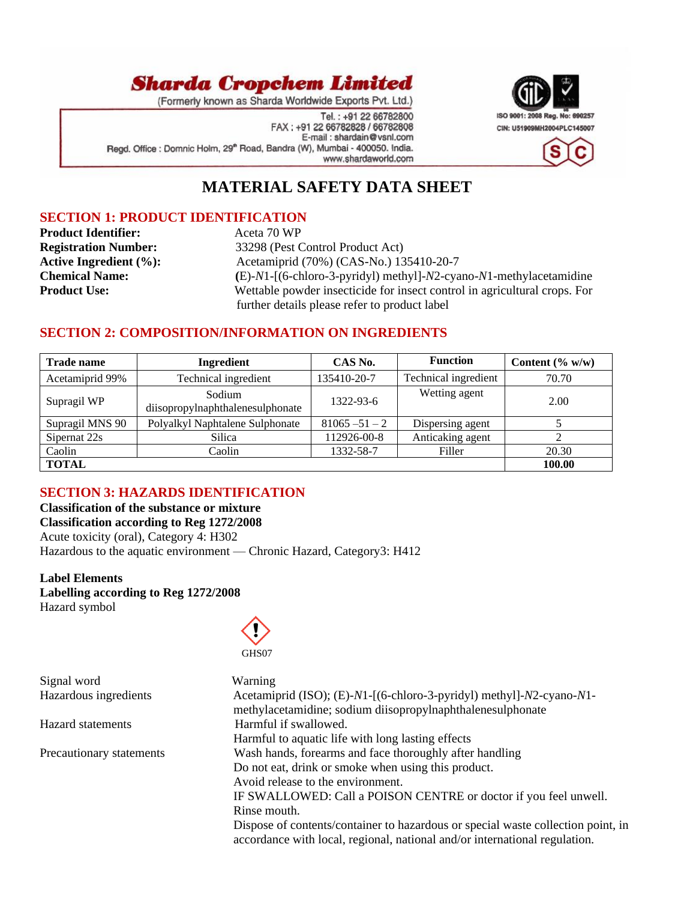**Sharda Cropchem Limited**

(Formerly known as Sharda Worldwide Exports Pvt. Ltd.)

Tel. : +91 22 66782800
FAX : +91 22 66782828 / 66782808
E-mail : shardain@vsnl.com
Regd. Office : Domnic Holm, 29th Road, Bandra (W), Mumbai - 400050. India.
www.shardaworld.com

ISO 9001: 2008 Reg. No: 690257
CIN: U51909MH2004PLC145007

# MATERIAL SAFETY DATA SHEET

## SECTION 1: PRODUCT IDENTIFICATION

**Product Identifier:** Aceta 70 WP
**Registration Number:** 33298 (Pest Control Product Act)
**Active Ingredient (%):** Acetamiprid (70%) (CAS-No.) 135410-20-7
**Chemical Name:** (E)-*N*1-[(6-chloro-3-pyridyl) methyl]-*N*2-cyano-*N*1-methylacetamidine
**Product Use:** Wettable powder insecticide for insect control in agricultural crops. For further details please refer to product label

## SECTION 2: COMPOSITION/INFORMATION ON INGREDIENTS

| Trade name | Ingredient | CAS No. | Function | Content (% w/w) |
|---|---|---|---|---|
| Acetamiprid 99% | Technical ingredient | 135410-20-7 | Technical ingredient | 70.70 |
| Supragil WP | Sodium diisopropylnaphthalenesulphonate | 1322-93-6 | Wetting agent | 2.00 |
| Supragil MNS 90 | Polyalkyl Naphtalene Sulphonate | 81065 –51 – 2 | Dispersing agent | 5 |
| Sipernat 22s | Silica | 112926-00-8 | Anticaking agent | 2 |
| Caolin | Caolin | 1332-58-7 | Filler | 20.30 |
| **TOTAL** | | | | **100.00** |

## SECTION 3: HAZARDS IDENTIFICATION

**Classification of the substance or mixture**
**Classification according to Reg 1272/2008**
Acute toxicity (oral), Category 4: H302
Hazardous to the aquatic environment — Chronic Hazard, Category3: H412

**Label Elements**
**Labelling according to Reg 1272/2008**
Hazard symbol

GHS07

Signal word: Warning

Hazardous ingredients: Acetamiprid (ISO); (E)-*N*1-[(6-chloro-3-pyridyl) methyl]-*N*2-cyano-*N*1-methylacetamidine; sodium diisopropylnaphthalenesulphonate

Hazard statements: Harmful if swallowed.
Harmful to aquatic life with long lasting effects

Precautionary statements: Wash hands, forearms and face thoroughly after handling
Do not eat, drink or smoke when using this product.
Avoid release to the environment.
IF SWALLOWED: Call a POISON CENTRE or doctor if you feel unwell.
Rinse mouth.
Dispose of contents/container to hazardous or special waste collection point, in accordance with local, regional, national and/or international regulation.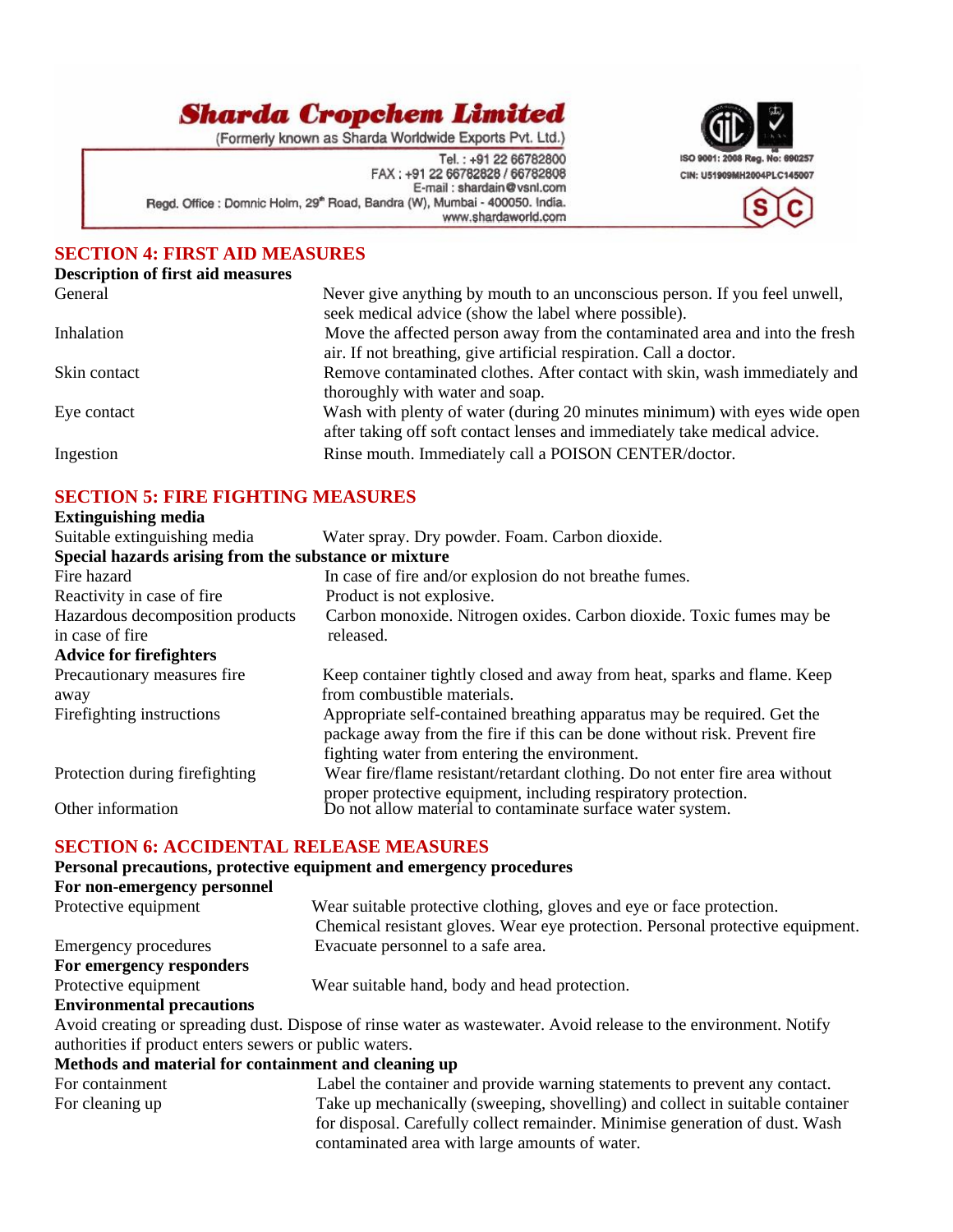## SECTION 4: FIRST AID MEASURES

**Description of first aid measures**

| | |
|---|---|
| General | Never give anything by mouth to an unconscious person. If you feel unwell, seek medical advice (show the label where possible). |
| Inhalation | Move the affected person away from the contaminated area and into the fresh air. If not breathing, give artificial respiration. Call a doctor. |
| Skin contact | Remove contaminated clothes. After contact with skin, wash immediately and thoroughly with water and soap. |
| Eye contact | Wash with plenty of water (during 20 minutes minimum) with eyes wide open after taking off soft contact lenses and immediately take medical advice. |
| Ingestion | Rinse mouth. Immediately call a POISON CENTER/doctor. |

## SECTION 5: FIRE FIGHTING MEASURES

**Extinguishing media**

| | |
|---|---|
| Suitable extinguishing media | Water spray. Dry powder. Foam. Carbon dioxide. |

**Special hazards arising from the substance or mixture**

| | |
|---|---|
| Fire hazard | In case of fire and/or explosion do not breathe fumes. |
| Reactivity in case of fire | Product is not explosive. |
| Hazardous decomposition products in case of fire | Carbon monoxide. Nitrogen oxides. Carbon dioxide. Toxic fumes may be released. |

**Advice for firefighters**

| | |
|---|---|
| Precautionary measures fire away | Keep container tightly closed and away from heat, sparks and flame. Keep from combustible materials. |
| Firefighting instructions | Appropriate self-contained breathing apparatus may be required. Get the package away from the fire if this can be done without risk. Prevent fire fighting water from entering the environment. |
| Protection during firefighting | Wear fire/flame resistant/retardant clothing. Do not enter fire area without proper protective equipment, including respiratory protection. |
| Other information | Do not allow material to contaminate surface water system. |

## SECTION 6: ACCIDENTAL RELEASE MEASURES

**Personal precautions, protective equipment and emergency procedures**

**For non-emergency personnel**

| | |
|---|---|
| Protective equipment | Wear suitable protective clothing, gloves and eye or face protection. Chemical resistant gloves. Wear eye protection. Personal protective equipment. |
| Emergency procedures | Evacuate personnel to a safe area. |

**For emergency responders**

| | |
|---|---|
| Protective equipment | Wear suitable hand, body and head protection. |

**Environmental precautions**

Avoid creating or spreading dust. Dispose of rinse water as wastewater. Avoid release to the environment. Notify authorities if product enters sewers or public waters.

**Methods and material for containment and cleaning up**

| | |
|---|---|
| For containment | Label the container and provide warning statements to prevent any contact. |
| For cleaning up | Take up mechanically (sweeping, shovelling) and collect in suitable container for disposal. Carefully collect remainder. Minimise generation of dust. Wash contaminated area with large amounts of water. |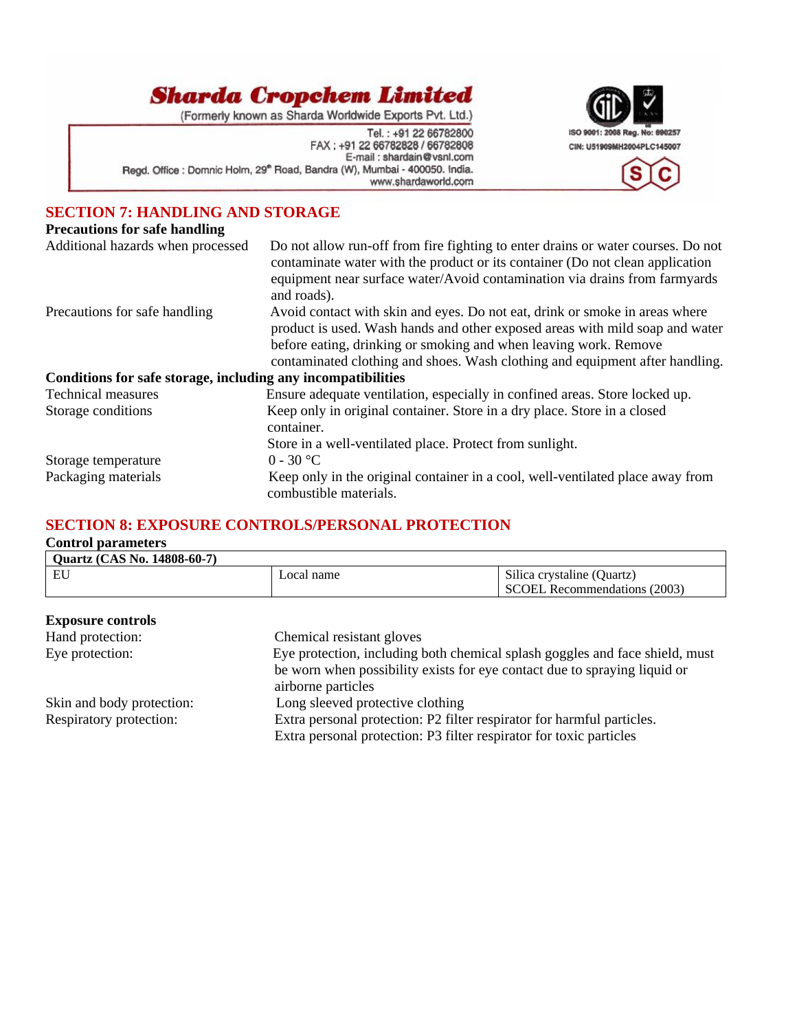## SECTION 7: HANDLING AND STORAGE

**Precautions for safe handling**

| | |
|---|---|
| Additional hazards when processed | Do not allow run-off from fire fighting to enter drains or water courses. Do not contaminate water with the product or its container (Do not clean application equipment near surface water/Avoid contamination via drains from farmyards and roads). |
| Precautions for safe handling | Avoid contact with skin and eyes. Do not eat, drink or smoke in areas where product is used. Wash hands and other exposed areas with mild soap and water before eating, drinking or smoking and when leaving work. Remove contaminated clothing and shoes. Wash clothing and equipment after handling. |

**Conditions for safe storage, including any incompatibilities**

| | |
|---|---|
| Technical measures | Ensure adequate ventilation, especially in confined areas. Store locked up. |
| Storage conditions | Keep only in original container. Store in a dry place. Store in a closed container. Store in a well-ventilated place. Protect from sunlight. |
| Storage temperature | 0 - 30 °C |
| Packaging materials | Keep only in the original container in a cool, well-ventilated place away from combustible materials. |

## SECTION 8: EXPOSURE CONTROLS/PERSONAL PROTECTION

**Control parameters**

| **Quartz (CAS No. 14808-60-7)** | | |
|---|---|---|
| EU | Local name | Silica crystaline (Quartz) SCOEL Recommendations (2003) |

**Exposure controls**

| | |
|---|---|
| Hand protection: | Chemical resistant gloves |
| Eye protection: | Eye protection, including both chemical splash goggles and face shield, must be worn when possibility exists for eye contact due to spraying liquid or airborne particles |
| Skin and body protection: | Long sleeved protective clothing |
| Respiratory protection: | Extra personal protection: P2 filter respirator for harmful particles. Extra personal protection: P3 filter respirator for toxic particles |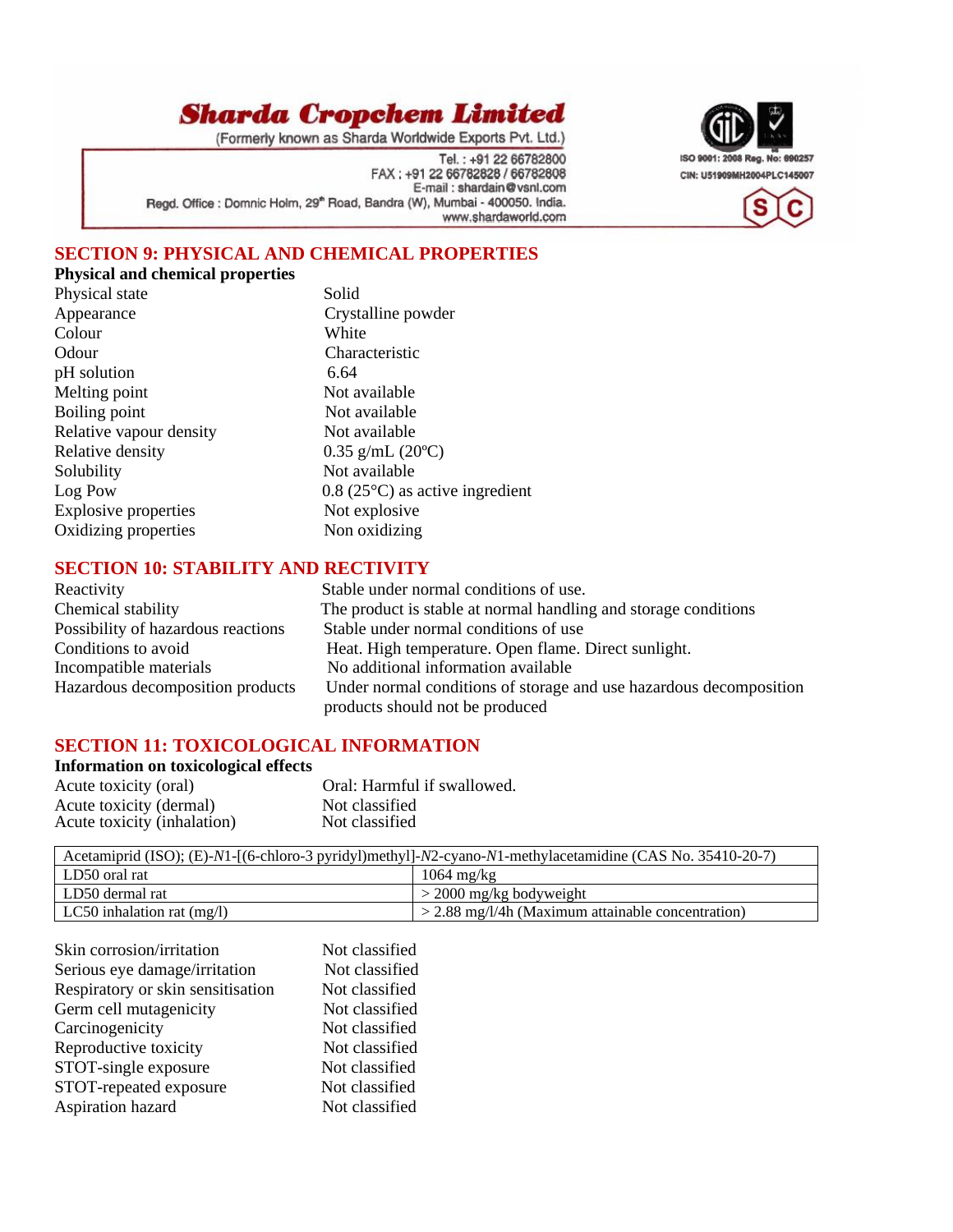## SECTION 9: PHYSICAL AND CHEMICAL PROPERTIES

**Physical and chemical properties**

| | |
|---|---|
| Physical state | Solid |
| Appearance | Crystalline powder |
| Colour | White |
| Odour | Characteristic |
| pH solution | 6.64 |
| Melting point | Not available |
| Boiling point | Not available |
| Relative vapour density | Not available |
| Relative density | 0.35 g/mL (20ºC) |
| Solubility | Not available |
| Log Pow | 0.8 (25°C) as active ingredient |
| Explosive properties | Not explosive |
| Oxidizing properties | Non oxidizing |

## SECTION 10: STABILITY AND RECTIVITY

| | |
|---|---|
| Reactivity | Stable under normal conditions of use. |
| Chemical stability | The product is stable at normal handling and storage conditions |
| Possibility of hazardous reactions | Stable under normal conditions of use |
| Conditions to avoid | Heat. High temperature. Open flame. Direct sunlight. |
| Incompatible materials | No additional information available |
| Hazardous decomposition products | Under normal conditions of storage and use hazardous decomposition products should not be produced |

## SECTION 11: TOXICOLOGICAL INFORMATION

**Information on toxicological effects**

| | |
|---|---|
| Acute toxicity (oral) | Oral: Harmful if swallowed. |
| Acute toxicity (dermal) | Not classified |
| Acute toxicity (inhalation) | Not classified |

| Acetamiprid (ISO); (E)-*N*1-[(6-chloro-3 pyridyl)methyl]-*N*2-cyano-*N*1-methylacetamidine (CAS No. 35410-20-7) | |
|---|---|
| LD50 oral rat | 1064 mg/kg |
| LD50 dermal rat | > 2000 mg/kg bodyweight |
| LC50 inhalation rat (mg/l) | > 2.88 mg/l/4h (Maximum attainable concentration) |

| | |
|---|---|
| Skin corrosion/irritation | Not classified |
| Serious eye damage/irritation | Not classified |
| Respiratory or skin sensitisation | Not classified |
| Germ cell mutagenicity | Not classified |
| Carcinogenicity | Not classified |
| Reproductive toxicity | Not classified |
| STOT-single exposure | Not classified |
| STOT-repeated exposure | Not classified |
| Aspiration hazard | Not classified |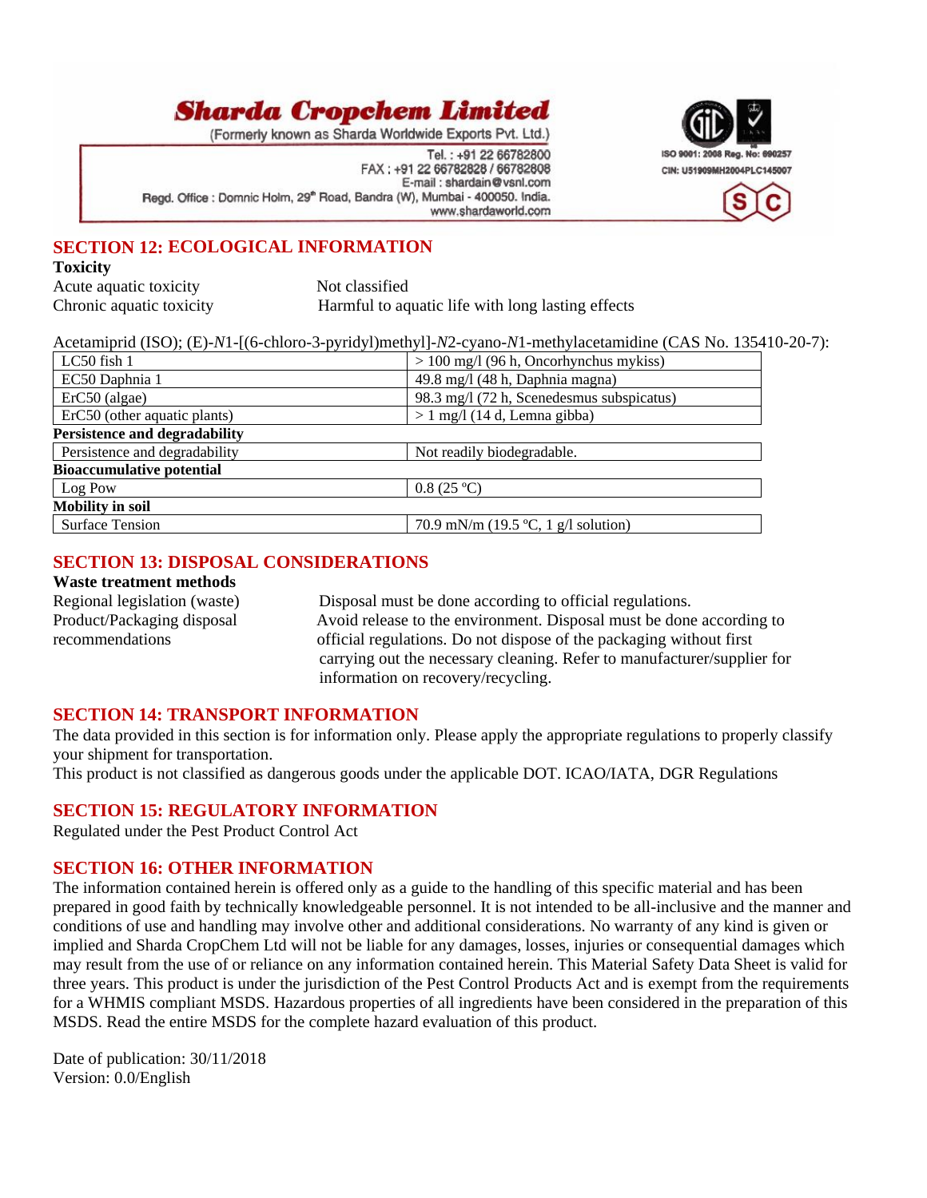## SECTION 12: ECOLOGICAL INFORMATION

**Toxicity**

Acute aquatic toxicity — Not classified

Chronic aquatic toxicity — Harmful to aquatic life with long lasting effects

Acetamiprid (ISO); (E)-*N*1-[(6-chloro-3-pyridyl)methyl]-*N*2-cyano-*N*1-methylacetamidine (CAS No. 135410-20-7):

| | |
|---|---|
| LC50 fish 1 | > 100 mg/l (96 h, Oncorhynchus mykiss) |
| EC50 Daphnia 1 | 49.8 mg/l (48 h, Daphnia magna) |
| ErC50 (algae) | 98.3 mg/l (72 h, Scenedesmus subspicatus) |
| ErC50 (other aquatic plants) | > 1 mg/l (14 d, Lemna gibba) |
| **Persistence and degradability** | |
| Persistence and degradability | Not readily biodegradable. |
| **Bioaccumulative potential** | |
| Log Pow | 0.8 (25 ºC) |
| **Mobility in soil** | |
| Surface Tension | 70.9 mN/m (19.5 ºC, 1 g/l solution) |

## SECTION 13: DISPOSAL CONSIDERATIONS

**Waste treatment methods**

Regional legislation (waste) — Disposal must be done according to official regulations.

Product/Packaging disposal recommendations — Avoid release to the environment. Disposal must be done according to official regulations. Do not dispose of the packaging without first carrying out the necessary cleaning. Refer to manufacturer/supplier for information on recovery/recycling.

## SECTION 14: TRANSPORT INFORMATION

The data provided in this section is for information only. Please apply the appropriate regulations to properly classify your shipment for transportation.

This product is not classified as dangerous goods under the applicable DOT. ICAO/IATA, DGR Regulations

## SECTION 15: REGULATORY INFORMATION

Regulated under the Pest Product Control Act

## SECTION 16: OTHER INFORMATION

The information contained herein is offered only as a guide to the handling of this specific material and has been prepared in good faith by technically knowledgeable personnel. It is not intended to be all-inclusive and the manner and conditions of use and handling may involve other and additional considerations. No warranty of any kind is given or implied and Sharda CropChem Ltd will not be liable for any damages, losses, injuries or consequential damages which may result from the use of or reliance on any information contained herein. This Material Safety Data Sheet is valid for three years. This product is under the jurisdiction of the Pest Control Products Act and is exempt from the requirements for a WHMIS compliant MSDS. Hazardous properties of all ingredients have been considered in the preparation of this MSDS. Read the entire MSDS for the complete hazard evaluation of this product.

Date of publication: 30/11/2018

Version: 0.0/English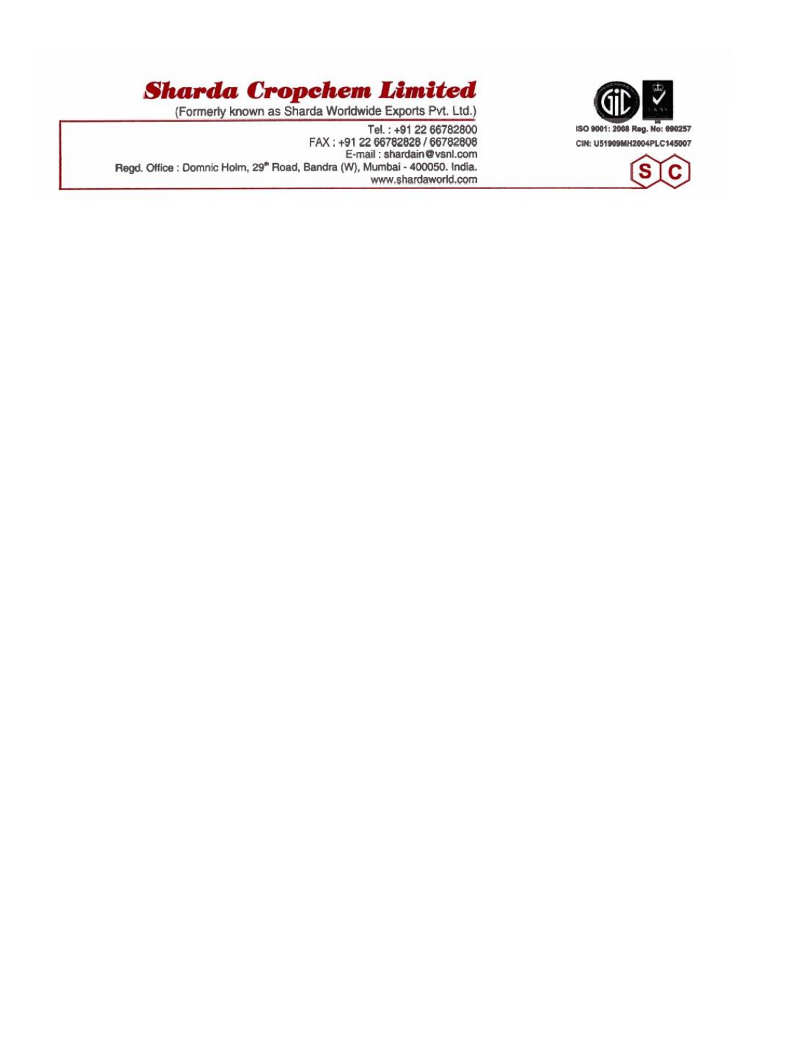# Sharda Cropchem Limited

(Formerly known as Sharda Worldwide Exports Pvt. Ltd.)

Tel. : +91 22 66782800
FAX : +91 22 66782828 / 66782808
E-mail : shardain@vsnl.com
Regd. Office : Domnic Holm, 29th Road, Bandra (W), Mumbai - 400050. India.
www.shardaworld.com

ISO 9001: 2008 Reg. No: 690257
CIN: U51909MH2004PLC145007